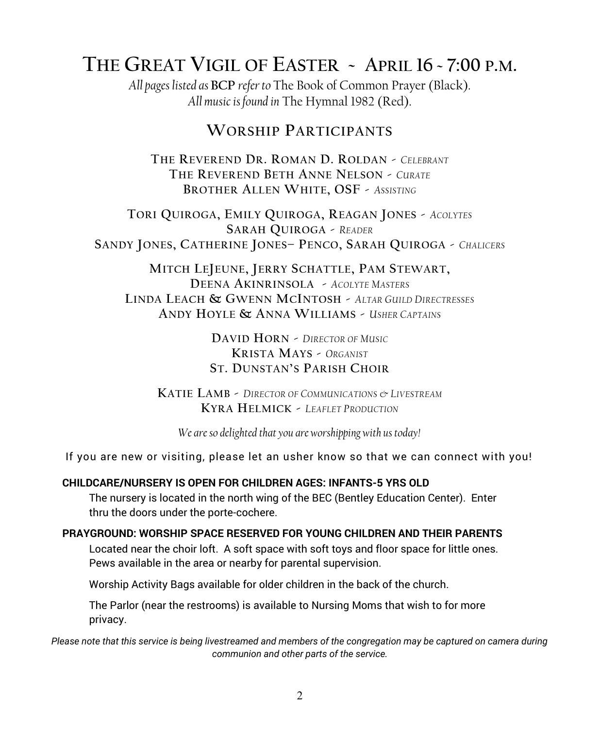# The Great Vigil of Easter ~ April 16 ~ 7:00 p.m.

*All pages listed as* **BCP** *refer to* The Book of Common Prayer (Black).
*All music is found in* The Hymnal 1982 (Red).

## Worship Participants

The Reverend Dr. Roman D. Roldan - *Celebrant*
The Reverend Beth Anne Nelson - *Curate*
Brother Allen White, OSF - *Assisting*

Tori Quiroga, Emily Quiroga, Reagan Jones - *Acolytes*
Sarah Quiroga - *Reader*
Sandy Jones, Catherine Jones– Penco, Sarah Quiroga - *Chalicers*

Mitch LeJeune, Jerry Schattle, Pam Stewart,
Deena Akinrinsola - *Acolyte Masters*
Linda Leach & Gwenn McIntosh - *Altar Guild Directresses*
Andy Hoyle & Anna Williams - *Usher Captains*

David Horn - *Director of Music*
Krista Mays - *Organist*
St. Dunstan's Parish Choir

Katie Lamb - *Director of Communications & Livestream*
Kyra Helmick - *Leaflet Production*

*We are so delighted that you are worshipping with us today!*

If you are new or visiting, please let an usher know so that we can connect with you!

**CHILDCARE/NURSERY IS OPEN FOR CHILDREN AGES: INFANTS-5 YRS OLD**

The nursery is located in the north wing of the BEC (Bentley Education Center). Enter thru the doors under the porte-cochere.

**PRAYGROUND: WORSHIP SPACE RESERVED FOR YOUNG CHILDREN AND THEIR PARENTS**

Located near the choir loft. A soft space with soft toys and floor space for little ones. Pews available in the area or nearby for parental supervision.

Worship Activity Bags available for older children in the back of the church.

The Parlor (near the restrooms) is available to Nursing Moms that wish to for more privacy.

*Please note that this service is being livestreamed and members of the congregation may be captured on camera during communion and other parts of the service.*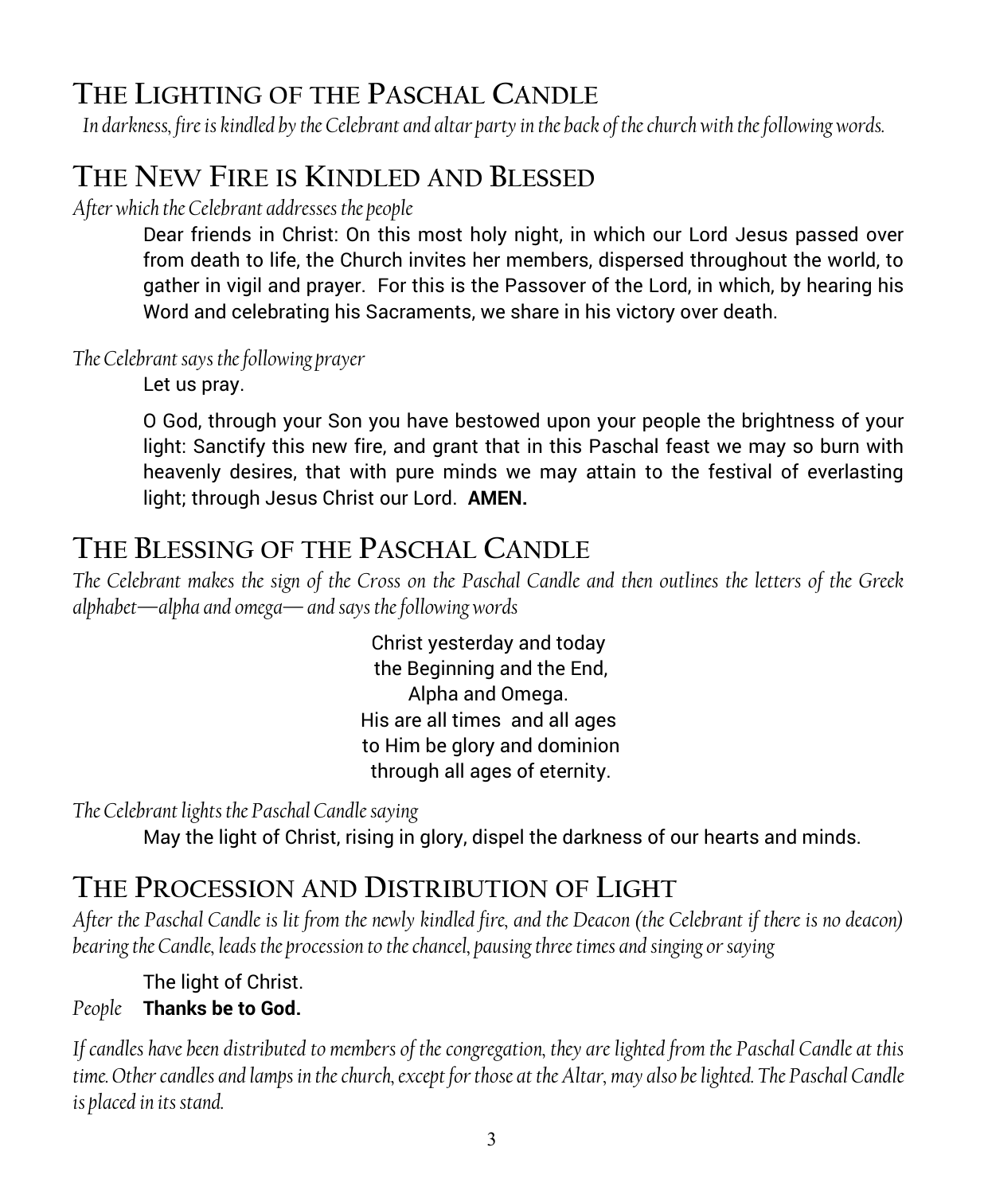## The Lighting of the Paschal Candle

*In darkness, fire is kindled by the Celebrant and altar party in the back of the church with the following words.*

## The New Fire is Kindled and Blessed

*After which the Celebrant addresses the people*

Dear friends in Christ: On this most holy night, in which our Lord Jesus passed over from death to life, the Church invites her members, dispersed throughout the world, to gather in vigil and prayer. For this is the Passover of the Lord, in which, by hearing his Word and celebrating his Sacraments, we share in his victory over death.

*The Celebrant says the following prayer*

Let us pray.

O God, through your Son you have bestowed upon your people the brightness of your light: Sanctify this new fire, and grant that in this Paschal feast we may so burn with heavenly desires, that with pure minds we may attain to the festival of everlasting light; through Jesus Christ our Lord. **AMEN.**

## The Blessing of the Paschal Candle

*The Celebrant makes the sign of the Cross on the Paschal Candle and then outlines the letters of the Greek alphabet—alpha and omega— and says the following words*

Christ yesterday and today
the Beginning and the End,
Alpha and Omega.
His are all times and all ages
to Him be glory and dominion
through all ages of eternity.

*The Celebrant lights the Paschal Candle saying*

May the light of Christ, rising in glory, dispel the darkness of our hearts and minds.

## The Procession and Distribution of Light

*After the Paschal Candle is lit from the newly kindled fire, and the Deacon (the Celebrant if there is no deacon) bearing the Candle, leads the procession to the chancel, pausing three times and singing or saying*

The light of Christ.

*People* **Thanks be to God.**

*If candles have been distributed to members of the congregation, they are lighted from the Paschal Candle at this time. Other candles and lamps in the church, except for those at the Altar, may also be lighted. The Paschal Candle is placed in its stand.*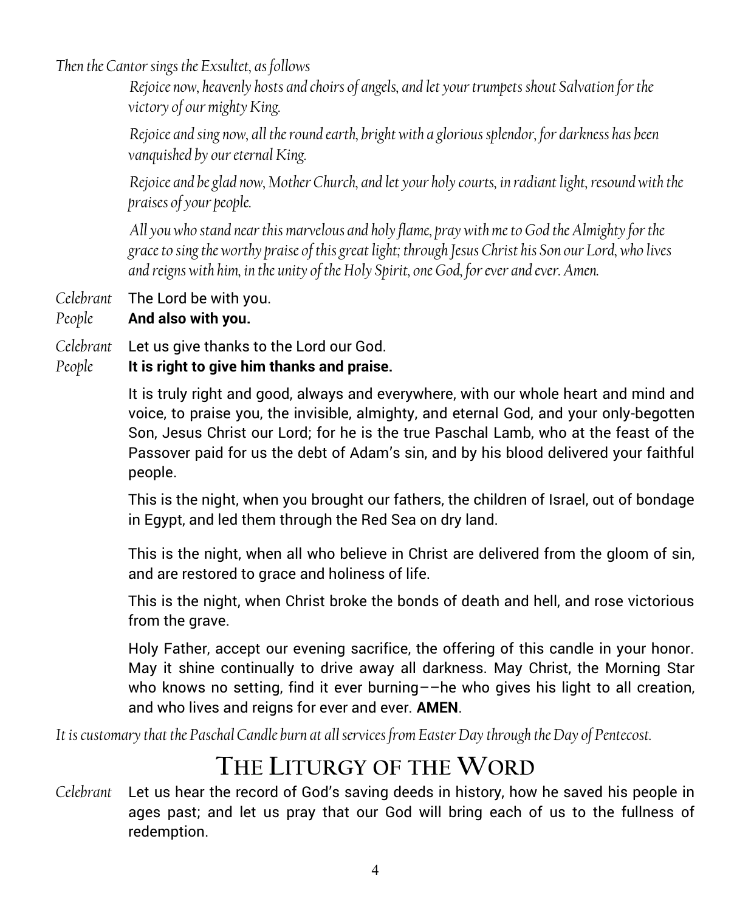*Then the Cantor sings the Exsultet, as follows*

*Rejoice now, heavenly hosts and choirs of angels, and let your trumpets shout Salvation for the victory of our mighty King.*

*Rejoice and sing now, all the round earth, bright with a glorious splendor, for darkness has been vanquished by our eternal King.*

*Rejoice and be glad now, Mother Church, and let your holy courts, in radiant light, resound with the praises of your people.*

*All you who stand near this marvelous and holy flame, pray with me to God the Almighty for the grace to sing the worthy praise of this great light; through Jesus Christ his Son our Lord, who lives and reigns with him, in the unity of the Holy Spirit, one God, for ever and ever. Amen.*

*Celebrant* The Lord be with you.
*People* **And also with you.**

*Celebrant* Let us give thanks to the Lord our God.
*People* **It is right to give him thanks and praise.**

It is truly right and good, always and everywhere, with our whole heart and mind and voice, to praise you, the invisible, almighty, and eternal God, and your only-begotten Son, Jesus Christ our Lord; for he is the true Paschal Lamb, who at the feast of the Passover paid for us the debt of Adam's sin, and by his blood delivered your faithful people.

This is the night, when you brought our fathers, the children of Israel, out of bondage in Egypt, and led them through the Red Sea on dry land.

This is the night, when all who believe in Christ are delivered from the gloom of sin, and are restored to grace and holiness of life.

This is the night, when Christ broke the bonds of death and hell, and rose victorious from the grave.

Holy Father, accept our evening sacrifice, the offering of this candle in your honor. May it shine continually to drive away all darkness. May Christ, the Morning Star who knows no setting, find it ever burning––he who gives his light to all creation, and who lives and reigns for ever and ever. **AMEN**.

*It is customary that the Paschal Candle burn at all services from Easter Day through the Day of Pentecost.*

# The Liturgy of the Word

*Celebrant* Let us hear the record of God's saving deeds in history, how he saved his people in ages past; and let us pray that our God will bring each of us to the fullness of redemption.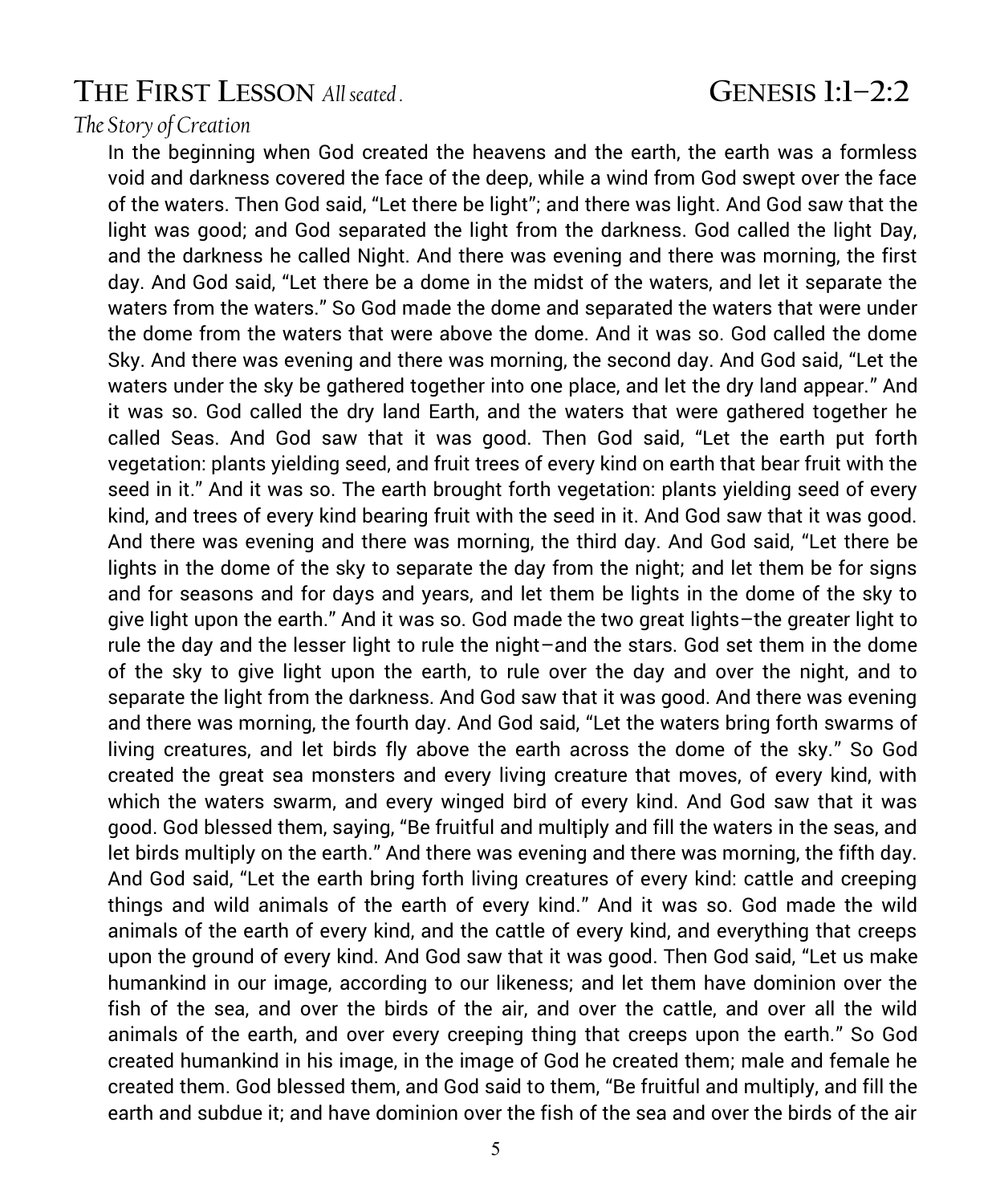## THE FIRST LESSON *All seated.* GENESIS 1:1–2:2

*The Story of Creation*

In the beginning when God created the heavens and the earth, the earth was a formless void and darkness covered the face of the deep, while a wind from God swept over the face of the waters. Then God said, "Let there be light"; and there was light. And God saw that the light was good; and God separated the light from the darkness. God called the light Day, and the darkness he called Night. And there was evening and there was morning, the first day. And God said, "Let there be a dome in the midst of the waters, and let it separate the waters from the waters." So God made the dome and separated the waters that were under the dome from the waters that were above the dome. And it was so. God called the dome Sky. And there was evening and there was morning, the second day. And God said, "Let the waters under the sky be gathered together into one place, and let the dry land appear." And it was so. God called the dry land Earth, and the waters that were gathered together he called Seas. And God saw that it was good. Then God said, "Let the earth put forth vegetation: plants yielding seed, and fruit trees of every kind on earth that bear fruit with the seed in it." And it was so. The earth brought forth vegetation: plants yielding seed of every kind, and trees of every kind bearing fruit with the seed in it. And God saw that it was good. And there was evening and there was morning, the third day. And God said, "Let there be lights in the dome of the sky to separate the day from the night; and let them be for signs and for seasons and for days and years, and let them be lights in the dome of the sky to give light upon the earth." And it was so. God made the two great lights–the greater light to rule the day and the lesser light to rule the night–and the stars. God set them in the dome of the sky to give light upon the earth, to rule over the day and over the night, and to separate the light from the darkness. And God saw that it was good. And there was evening and there was morning, the fourth day. And God said, "Let the waters bring forth swarms of living creatures, and let birds fly above the earth across the dome of the sky." So God created the great sea monsters and every living creature that moves, of every kind, with which the waters swarm, and every winged bird of every kind. And God saw that it was good. God blessed them, saying, "Be fruitful and multiply and fill the waters in the seas, and let birds multiply on the earth." And there was evening and there was morning, the fifth day. And God said, "Let the earth bring forth living creatures of every kind: cattle and creeping things and wild animals of the earth of every kind." And it was so. God made the wild animals of the earth of every kind, and the cattle of every kind, and everything that creeps upon the ground of every kind. And God saw that it was good. Then God said, "Let us make humankind in our image, according to our likeness; and let them have dominion over the fish of the sea, and over the birds of the air, and over the cattle, and over all the wild animals of the earth, and over every creeping thing that creeps upon the earth." So God created humankind in his image, in the image of God he created them; male and female he created them. God blessed them, and God said to them, "Be fruitful and multiply, and fill the earth and subdue it; and have dominion over the fish of the sea and over the birds of the air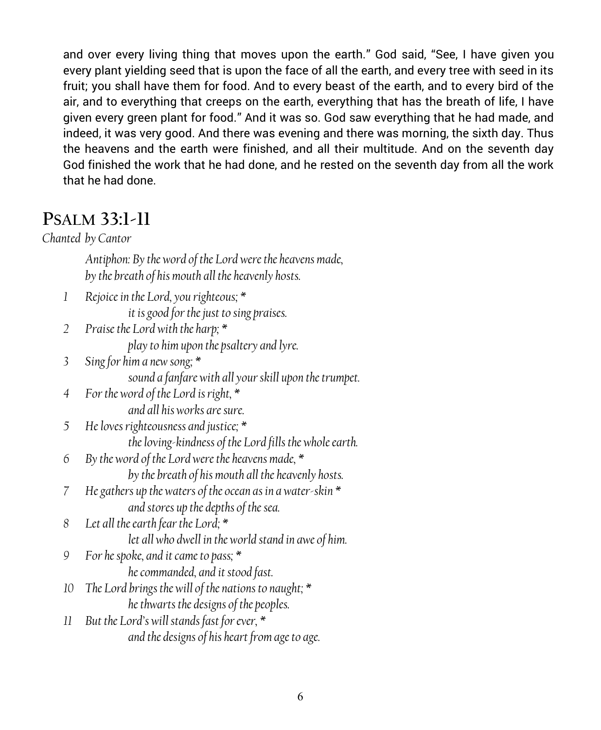and over every living thing that moves upon the earth." God said, "See, I have given you every plant yielding seed that is upon the face of all the earth, and every tree with seed in its fruit; you shall have them for food. And to every beast of the earth, and to every bird of the air, and to everything that creeps on the earth, everything that has the breath of life, I have given every green plant for food." And it was so. God saw everything that he had made, and indeed, it was very good. And there was evening and there was morning, the sixth day. Thus the heavens and the earth were finished, and all their multitude. And on the seventh day God finished the work that he had done, and he rested on the seventh day from all the work that he had done.

## PSALM 33:1-11

*Chanted by Cantor*

*Antiphon: By the word of the Lord were the heavens made,*
*by the breath of his mouth all the heavenly hosts.*

1 *Rejoice in the Lord, you righteous; **
*it is good for the just to sing praises.*

2 *Praise the Lord with the harp; **
*play to him upon the psaltery and lyre.*

3 *Sing for him a new song; **
*sound a fanfare with all your skill upon the trumpet.*

4 *For the word of the Lord is right, **
*and all his works are sure.*

5 *He loves righteousness and justice; **
*the loving-kindness of the Lord fills the whole earth.*

6 *By the word of the Lord were the heavens made, **
*by the breath of his mouth all the heavenly hosts.*

7 *He gathers up the waters of the ocean as in a water-skin **
*and stores up the depths of the sea.*

8 *Let all the earth fear the Lord; **
*let all who dwell in the world stand in awe of him.*

9 *For he spoke, and it came to pass; **
*he commanded, and it stood fast.*

10 *The Lord brings the will of the nations to naught; **
*he thwarts the designs of the peoples.*

11 *But the Lord's will stands fast for ever, **
*and the designs of his heart from age to age.*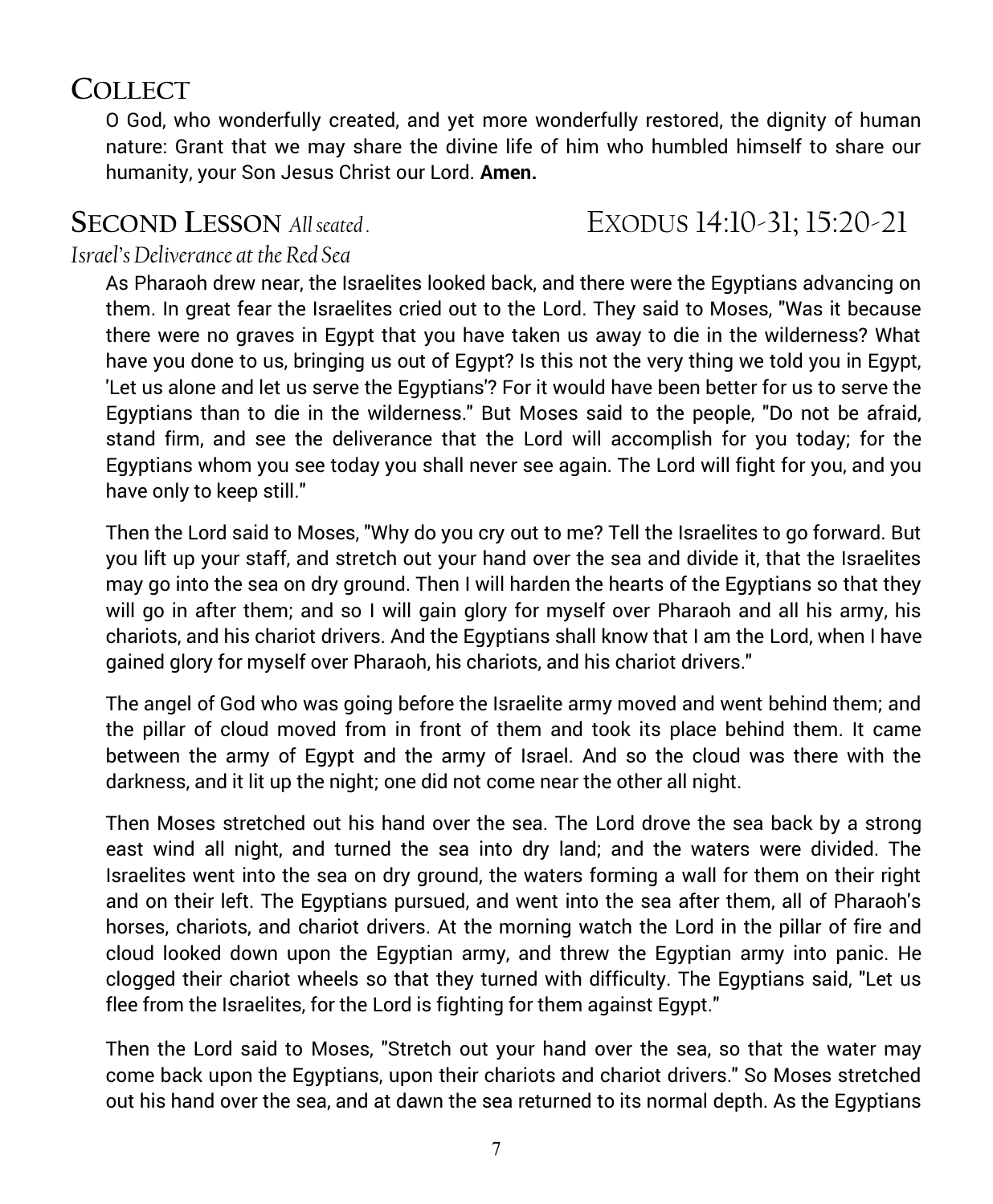## Collect

O God, who wonderfully created, and yet more wonderfully restored, the dignity of human nature: Grant that we may share the divine life of him who humbled himself to share our humanity, your Son Jesus Christ our Lord. **Amen.**

## Second Lesson *All seated.* Exodus 14:10-31; 15:20-21

*Israel's Deliverance at the Red Sea*

As Pharaoh drew near, the Israelites looked back, and there were the Egyptians advancing on them. In great fear the Israelites cried out to the Lord. They said to Moses, "Was it because there were no graves in Egypt that you have taken us away to die in the wilderness? What have you done to us, bringing us out of Egypt? Is this not the very thing we told you in Egypt, 'Let us alone and let us serve the Egyptians'? For it would have been better for us to serve the Egyptians than to die in the wilderness." But Moses said to the people, "Do not be afraid, stand firm, and see the deliverance that the Lord will accomplish for you today; for the Egyptians whom you see today you shall never see again. The Lord will fight for you, and you have only to keep still."

Then the Lord said to Moses, "Why do you cry out to me? Tell the Israelites to go forward. But you lift up your staff, and stretch out your hand over the sea and divide it, that the Israelites may go into the sea on dry ground. Then I will harden the hearts of the Egyptians so that they will go in after them; and so I will gain glory for myself over Pharaoh and all his army, his chariots, and his chariot drivers. And the Egyptians shall know that I am the Lord, when I have gained glory for myself over Pharaoh, his chariots, and his chariot drivers."

The angel of God who was going before the Israelite army moved and went behind them; and the pillar of cloud moved from in front of them and took its place behind them. It came between the army of Egypt and the army of Israel. And so the cloud was there with the darkness, and it lit up the night; one did not come near the other all night.

Then Moses stretched out his hand over the sea. The Lord drove the sea back by a strong east wind all night, and turned the sea into dry land; and the waters were divided. The Israelites went into the sea on dry ground, the waters forming a wall for them on their right and on their left. The Egyptians pursued, and went into the sea after them, all of Pharaoh's horses, chariots, and chariot drivers. At the morning watch the Lord in the pillar of fire and cloud looked down upon the Egyptian army, and threw the Egyptian army into panic. He clogged their chariot wheels so that they turned with difficulty. The Egyptians said, "Let us flee from the Israelites, for the Lord is fighting for them against Egypt."

Then the Lord said to Moses, "Stretch out your hand over the sea, so that the water may come back upon the Egyptians, upon their chariots and chariot drivers." So Moses stretched out his hand over the sea, and at dawn the sea returned to its normal depth. As the Egyptians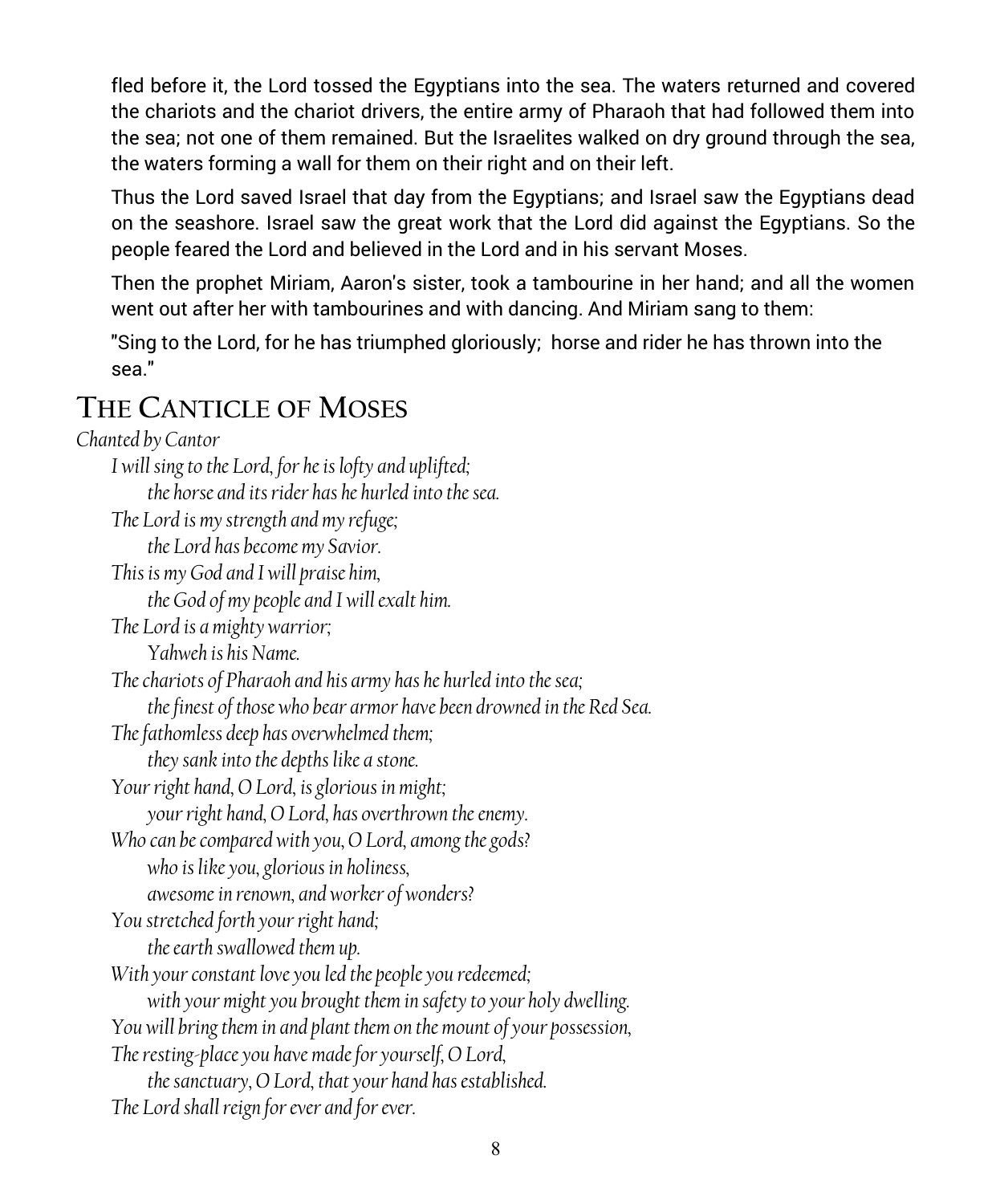fled before it, the Lord tossed the Egyptians into the sea. The waters returned and covered the chariots and the chariot drivers, the entire army of Pharaoh that had followed them into the sea; not one of them remained. But the Israelites walked on dry ground through the sea, the waters forming a wall for them on their right and on their left.

Thus the Lord saved Israel that day from the Egyptians; and Israel saw the Egyptians dead on the seashore. Israel saw the great work that the Lord did against the Egyptians. So the people feared the Lord and believed in the Lord and in his servant Moses.

Then the prophet Miriam, Aaron's sister, took a tambourine in her hand; and all the women went out after her with tambourines and with dancing. And Miriam sang to them:

"Sing to the Lord, for he has triumphed gloriously; horse and rider he has thrown into the sea."

## THE CANTICLE OF MOSES

*Chanted by Cantor*

*I will sing to the Lord, for he is lofty and uplifted;*
*the horse and its rider has he hurled into the sea.*
*The Lord is my strength and my refuge;*
*the Lord has become my Savior.*
*This is my God and I will praise him,*
*the God of my people and I will exalt him.*
*The Lord is a mighty warrior;*
*Yahweh is his Name.*
*The chariots of Pharaoh and his army has he hurled into the sea;*
*the finest of those who bear armor have been drowned in the Red Sea.*
*The fathomless deep has overwhelmed them;*
*they sank into the depths like a stone.*
*Your right hand, O Lord, is glorious in might;*
*your right hand, O Lord, has overthrown the enemy.*
*Who can be compared with you, O Lord, among the gods?*
*who is like you, glorious in holiness,*
*awesome in renown, and worker of wonders?*
*You stretched forth your right hand;*
*the earth swallowed them up.*
*With your constant love you led the people you redeemed;*
*with your might you brought them in safety to your holy dwelling.*
*You will bring them in and plant them on the mount of your possession,*
*The resting-place you have made for yourself, O Lord,*
*the sanctuary, O Lord, that your hand has established.*
*The Lord shall reign for ever and for ever.*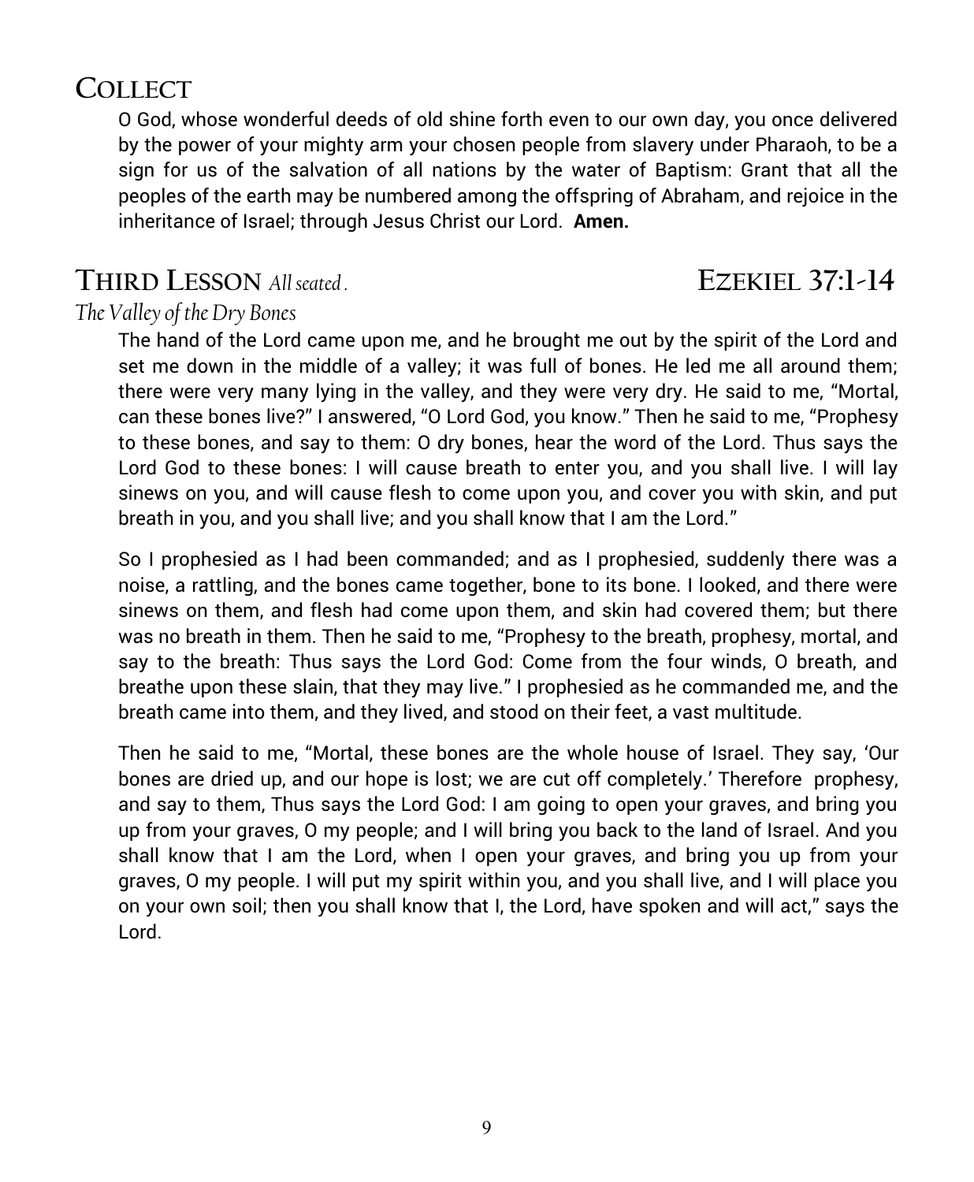## Collect

O God, whose wonderful deeds of old shine forth even to our own day, you once delivered by the power of your mighty arm your chosen people from slavery under Pharaoh, to be a sign for us of the salvation of all nations by the water of Baptism: Grant that all the peoples of the earth may be numbered among the offspring of Abraham, and rejoice in the inheritance of Israel; through Jesus Christ our Lord. **Amen.**

## Third Lesson *All seated .* Ezekiel 37:1-14

*The Valley of the Dry Bones*

The hand of the Lord came upon me, and he brought me out by the spirit of the Lord and set me down in the middle of a valley; it was full of bones. He led me all around them; there were very many lying in the valley, and they were very dry. He said to me, "Mortal, can these bones live?" I answered, "O Lord God, you know." Then he said to me, "Prophesy to these bones, and say to them: O dry bones, hear the word of the Lord. Thus says the Lord God to these bones: I will cause breath to enter you, and you shall live. I will lay sinews on you, and will cause flesh to come upon you, and cover you with skin, and put breath in you, and you shall live; and you shall know that I am the Lord."

So I prophesied as I had been commanded; and as I prophesied, suddenly there was a noise, a rattling, and the bones came together, bone to its bone. I looked, and there were sinews on them, and flesh had come upon them, and skin had covered them; but there was no breath in them. Then he said to me, "Prophesy to the breath, prophesy, mortal, and say to the breath: Thus says the Lord God: Come from the four winds, O breath, and breathe upon these slain, that they may live." I prophesied as he commanded me, and the breath came into them, and they lived, and stood on their feet, a vast multitude.

Then he said to me, "Mortal, these bones are the whole house of Israel. They say, 'Our bones are dried up, and our hope is lost; we are cut off completely.' Therefore prophesy, and say to them, Thus says the Lord God: I am going to open your graves, and bring you up from your graves, O my people; and I will bring you back to the land of Israel. And you shall know that I am the Lord, when I open your graves, and bring you up from your graves, O my people. I will put my spirit within you, and you shall live, and I will place you on your own soil; then you shall know that I, the Lord, have spoken and will act," says the Lord.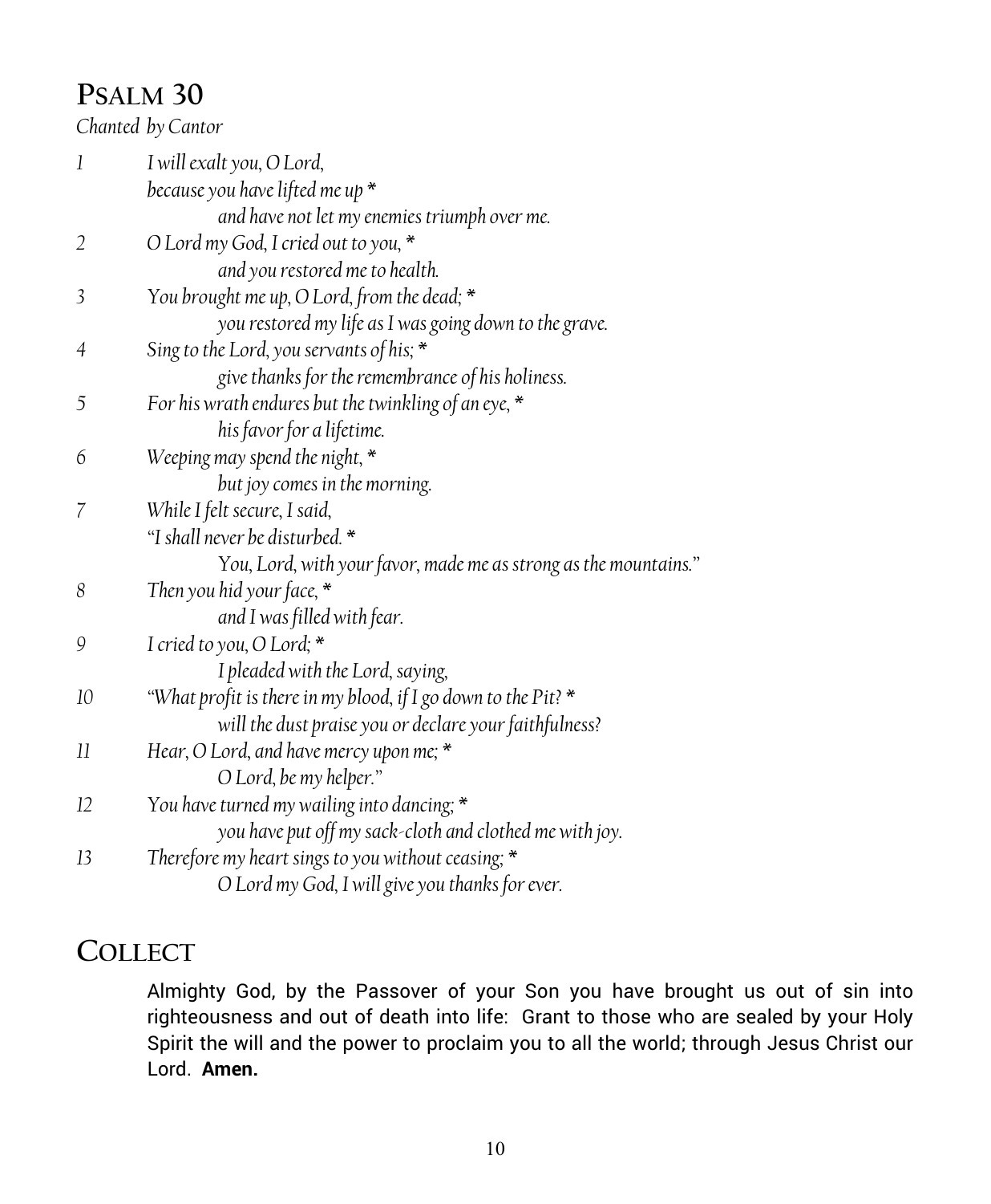## Psalm 30

*Chanted by Cantor*

1 *I will exalt you, O Lord,*
*because you have lifted me up **
*and have not let my enemies triumph over me.*

2 *O Lord my God, I cried out to you, **
*and you restored me to health.*

3 *You brought me up, O Lord, from the dead; **
*you restored my life as I was going down to the grave.*

4 *Sing to the Lord, you servants of his; **
*give thanks for the remembrance of his holiness.*

5 *For his wrath endures but the twinkling of an eye, **
*his favor for a lifetime.*

6 *Weeping may spend the night, **
*but joy comes in the morning.*

7 *While I felt secure, I said,*
*"I shall never be disturbed. **
*You, Lord, with your favor, made me as strong as the mountains."*

8 *Then you hid your face, **
*and I was filled with fear.*

9 *I cried to you, O Lord; **
*I pleaded with the Lord, saying,*

10 *"What profit is there in my blood, if I go down to the Pit? **
*will the dust praise you or declare your faithfulness?*

11 *Hear, O Lord, and have mercy upon me; **
*O Lord, be my helper."*

12 *You have turned my wailing into dancing; **
*you have put off my sack-cloth and clothed me with joy.*

13 *Therefore my heart sings to you without ceasing; **
*O Lord my God, I will give you thanks for ever.*

## Collect

Almighty God, by the Passover of your Son you have brought us out of sin into righteousness and out of death into life: Grant to those who are sealed by your Holy Spirit the will and the power to proclaim you to all the world; through Jesus Christ our Lord. **Amen.**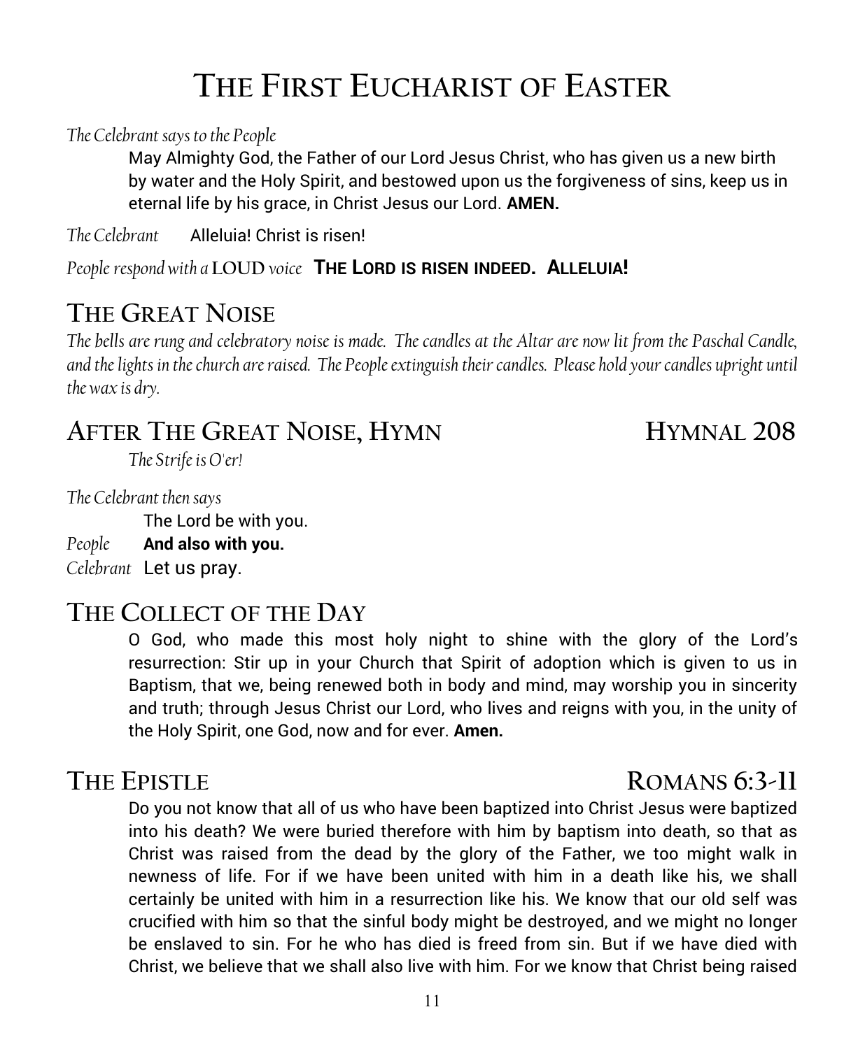# The First Eucharist of Easter

*The Celebrant says to the People*

May Almighty God, the Father of our Lord Jesus Christ, who has given us a new birth by water and the Holy Spirit, and bestowed upon us the forgiveness of sins, keep us in eternal life by his grace, in Christ Jesus our Lord. **AMEN.**

*The Celebrant* Alleluia! Christ is risen!

*People respond with a* LOUD *voice* **THE LORD IS RISEN INDEED. ALLELUIA!**

## The Great Noise

*The bells are rung and celebratory noise is made. The candles at the Altar are now lit from the Paschal Candle, and the lights in the church are raised. The People extinguish their candles. Please hold your candles upright until the wax is dry.*

## After The Great Noise, Hymn — Hymnal 208

*The Strife is O'er!*

*The Celebrant then says*

The Lord be with you.

*People* **And also with you.**

*Celebrant* Let us pray.

## The Collect of the Day

O God, who made this most holy night to shine with the glory of the Lord's resurrection: Stir up in your Church that Spirit of adoption which is given to us in Baptism, that we, being renewed both in body and mind, may worship you in sincerity and truth; through Jesus Christ our Lord, who lives and reigns with you, in the unity of the Holy Spirit, one God, now and for ever. **Amen.**

## The Epistle — Romans 6:3-11

Do you not know that all of us who have been baptized into Christ Jesus were baptized into his death? We were buried therefore with him by baptism into death, so that as Christ was raised from the dead by the glory of the Father, we too might walk in newness of life. For if we have been united with him in a death like his, we shall certainly be united with him in a resurrection like his. We know that our old self was crucified with him so that the sinful body might be destroyed, and we might no longer be enslaved to sin. For he who has died is freed from sin. But if we have died with Christ, we believe that we shall also live with him. For we know that Christ being raised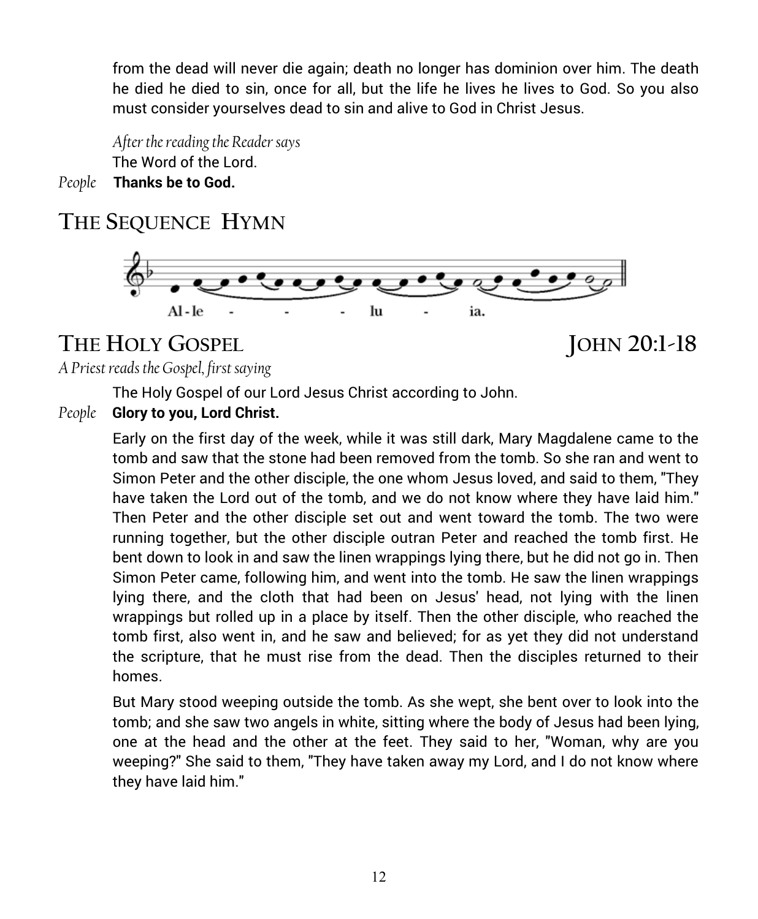from the dead will never die again; death no longer has dominion over him. The death he died he died to sin, once for all, but the life he lives he lives to God. So you also must consider yourselves dead to sin and alive to God in Christ Jesus.

*After the reading the Reader says*

The Word of the Lord.

*People* **Thanks be to God.**

## THE SEQUENCE HYMN

Al - le - - - lu - ia.

## THE HOLY GOSPEL JOHN 20:1-18

*A Priest reads the Gospel, first saying*

The Holy Gospel of our Lord Jesus Christ according to John.

*People* **Glory to you, Lord Christ.**

Early on the first day of the week, while it was still dark, Mary Magdalene came to the tomb and saw that the stone had been removed from the tomb. So she ran and went to Simon Peter and the other disciple, the one whom Jesus loved, and said to them, "They have taken the Lord out of the tomb, and we do not know where they have laid him." Then Peter and the other disciple set out and went toward the tomb. The two were running together, but the other disciple outran Peter and reached the tomb first. He bent down to look in and saw the linen wrappings lying there, but he did not go in. Then Simon Peter came, following him, and went into the tomb. He saw the linen wrappings lying there, and the cloth that had been on Jesus' head, not lying with the linen wrappings but rolled up in a place by itself. Then the other disciple, who reached the tomb first, also went in, and he saw and believed; for as yet they did not understand the scripture, that he must rise from the dead. Then the disciples returned to their homes.

But Mary stood weeping outside the tomb. As she wept, she bent over to look into the tomb; and she saw two angels in white, sitting where the body of Jesus had been lying, one at the head and the other at the feet. They said to her, "Woman, why are you weeping?" She said to them, "They have taken away my Lord, and I do not know where they have laid him."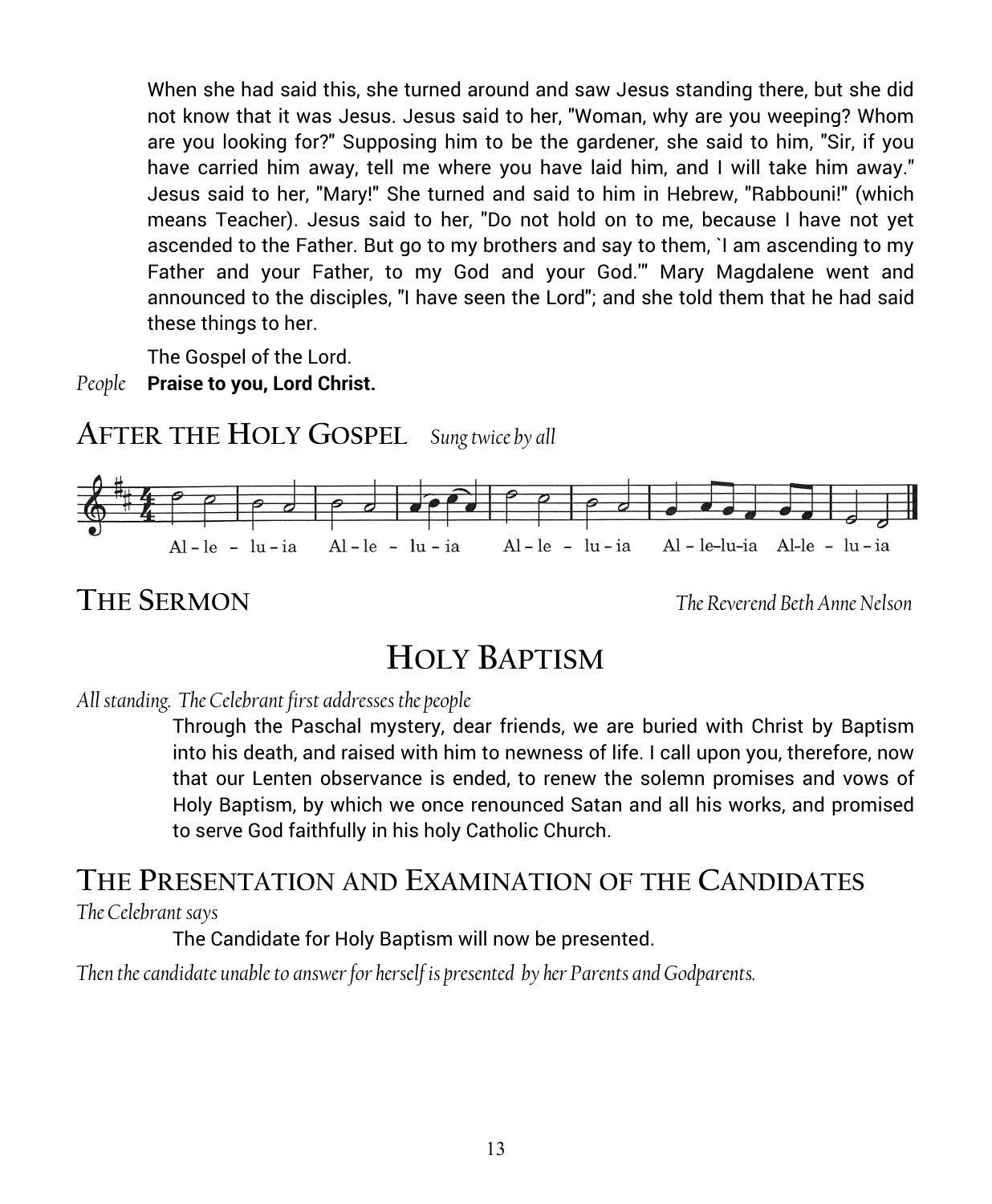When she had said this, she turned around and saw Jesus standing there, but she did not know that it was Jesus. Jesus said to her, "Woman, why are you weeping? Whom are you looking for?" Supposing him to be the gardener, she said to him, "Sir, if you have carried him away, tell me where you have laid him, and I will take him away." Jesus said to her, "Mary!" She turned and said to him in Hebrew, "Rabbouni!" (which means Teacher). Jesus said to her, "Do not hold on to me, because I have not yet ascended to the Father. But go to my brothers and say to them, `I am ascending to my Father and your Father, to my God and your God.'" Mary Magdalene went and announced to the disciples, "I have seen the Lord"; and she told them that he had said these things to her.

The Gospel of the Lord.

*People* **Praise to you, Lord Christ.**

## AFTER THE HOLY GOSPEL *Sung twice by all*

Al - le - lu - ia Al - le - lu - ia Al - le - lu - ia Al - le-lu-ia Al-le - lu - ia

## THE SERMON *The Reverend Beth Anne Nelson*

# HOLY BAPTISM

*All standing. The Celebrant first addresses the people*

Through the Paschal mystery, dear friends, we are buried with Christ by Baptism into his death, and raised with him to newness of life. I call upon you, therefore, now that our Lenten observance is ended, to renew the solemn promises and vows of Holy Baptism, by which we once renounced Satan and all his works, and promised to serve God faithfully in his holy Catholic Church.

## THE PRESENTATION AND EXAMINATION OF THE CANDIDATES

*The Celebrant says*

The Candidate for Holy Baptism will now be presented.

*Then the candidate unable to answer for herself is presented by her Parents and Godparents.*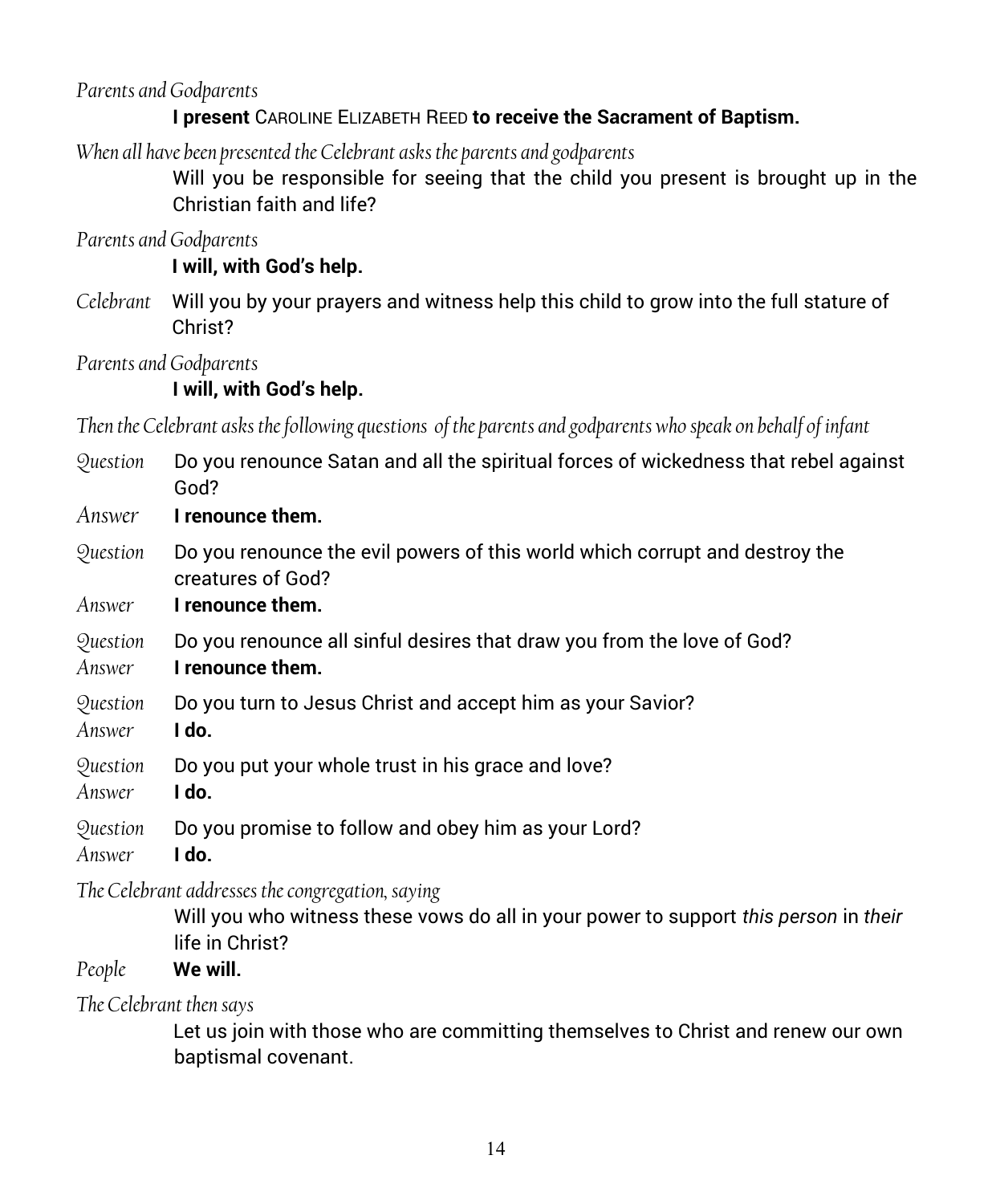*Parents and Godparents*

**I present** Caroline Elizabeth Reed **to receive the Sacrament of Baptism.**

*When all have been presented the Celebrant asks the parents and godparents*

Will you be responsible for seeing that the child you present is brought up in the Christian faith and life?

*Parents and Godparents*

**I will, with God's help.**

*Celebrant* Will you by your prayers and witness help this child to grow into the full stature of Christ?

*Parents and Godparents*

**I will, with God's help.**

*Then the Celebrant asks the following questions of the parents and godparents who speak on behalf of infant*

*Question* Do you renounce Satan and all the spiritual forces of wickedness that rebel against God?

*Answer* **I renounce them.**

*Question* Do you renounce the evil powers of this world which corrupt and destroy the creatures of God?

*Answer* **I renounce them.**

*Question* Do you renounce all sinful desires that draw you from the love of God?

*Answer* **I renounce them.**

*Question* Do you turn to Jesus Christ and accept him as your Savior?

*Answer* **I do.**

*Question* Do you put your whole trust in his grace and love?

*Answer* **I do.**

*Question* Do you promise to follow and obey him as your Lord?

*Answer* **I do.**

*The Celebrant addresses the congregation, saying*

Will you who witness these vows do all in your power to support *this person* in *their* life in Christ?

*People* **We will.**

*The Celebrant then says*

Let us join with those who are committing themselves to Christ and renew our own baptismal covenant.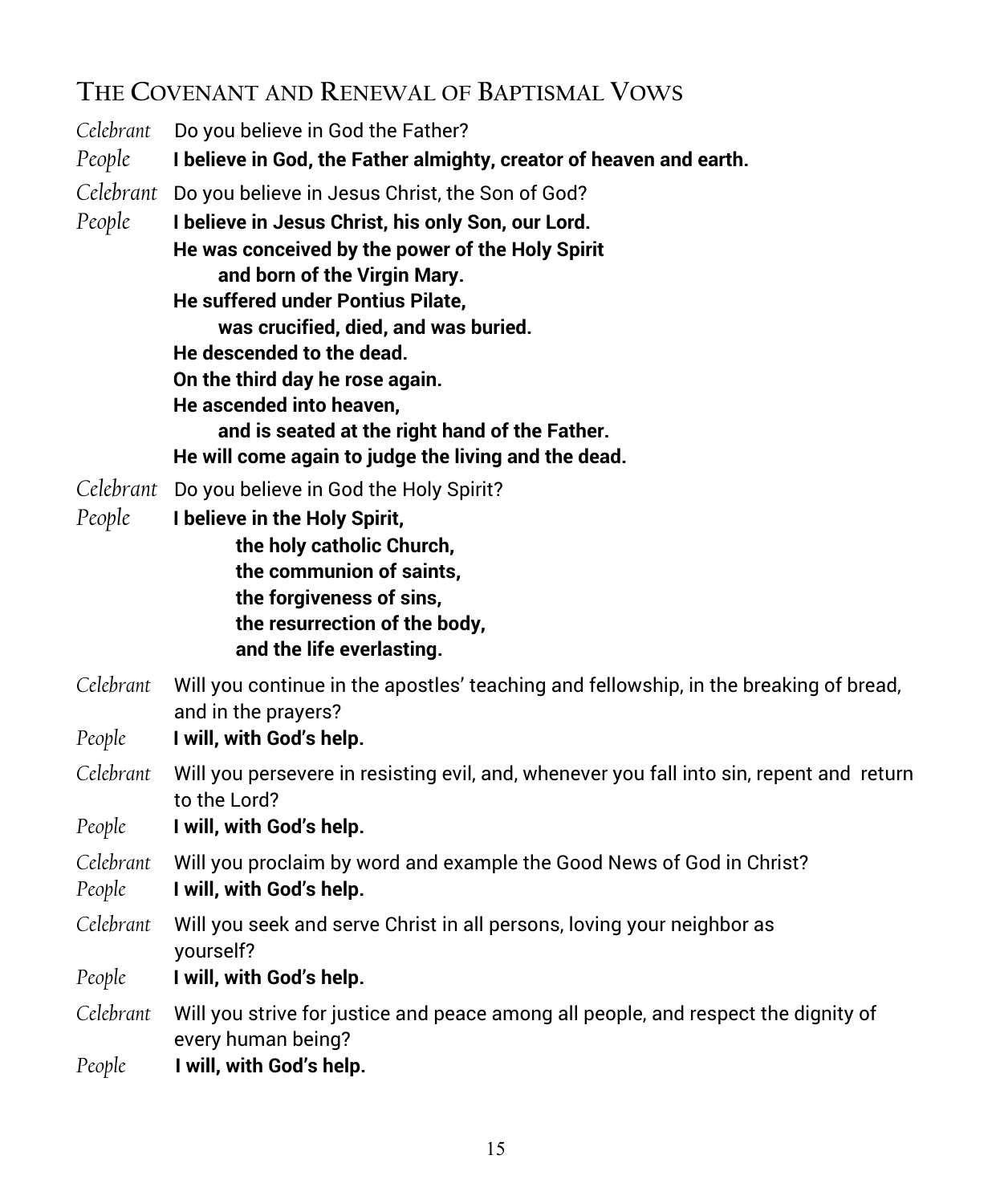## The Covenant and Renewal of Baptismal Vows

*Celebrant* Do you believe in God the Father?

*People* **I believe in God, the Father almighty, creator of heaven and earth.**

*Celebrant* Do you believe in Jesus Christ, the Son of God?

*People* **I believe in Jesus Christ, his only Son, our Lord.**
**He was conceived by the power of the Holy Spirit**
**and born of the Virgin Mary.**
**He suffered under Pontius Pilate,**
**was crucified, died, and was buried.**
**He descended to the dead.**
**On the third day he rose again.**
**He ascended into heaven,**
**and is seated at the right hand of the Father.**
**He will come again to judge the living and the dead.**

*Celebrant* Do you believe in God the Holy Spirit?

*People* **I believe in the Holy Spirit,**
**the holy catholic Church,**
**the communion of saints,**
**the forgiveness of sins,**
**the resurrection of the body,**
**and the life everlasting.**

*Celebrant* Will you continue in the apostles' teaching and fellowship, in the breaking of bread, and in the prayers?

*People* **I will, with God's help.**

*Celebrant* Will you persevere in resisting evil, and, whenever you fall into sin, repent and return to the Lord?

*People* **I will, with God's help.**

*Celebrant* Will you proclaim by word and example the Good News of God in Christ?

*People* **I will, with God's help.**

*Celebrant* Will you seek and serve Christ in all persons, loving your neighbor as yourself?

*People* **I will, with God's help.**

*Celebrant* Will you strive for justice and peace among all people, and respect the dignity of every human being?

*People* **I will, with God's help.**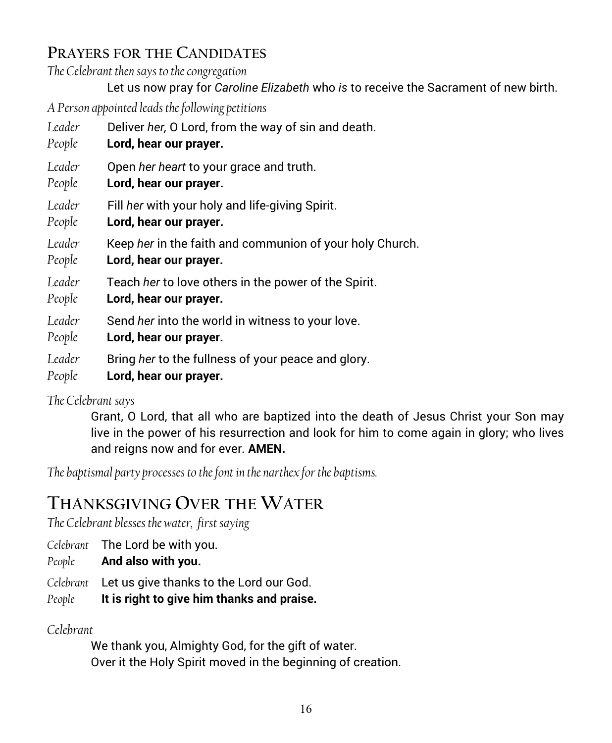## Prayers for the Candidates

*The Celebrant then says to the congregation*

Let us now pray for *Caroline Elizabeth* who *is* to receive the Sacrament of new birth.

*A Person appointed leads the following petitions*

*Leader* Deliver *her,* O Lord, from the way of sin and death.
*People* **Lord, hear our prayer.**

*Leader* Open *her heart* to your grace and truth.
*People* **Lord, hear our prayer.**

*Leader* Fill *her* with your holy and life-giving Spirit.
*People* **Lord, hear our prayer.**

*Leader* Keep *her* in the faith and communion of your holy Church.
*People* **Lord, hear our prayer.**

*Leader* Teach *her* to love others in the power of the Spirit.
*People* **Lord, hear our prayer.**

*Leader* Send *her* into the world in witness to your love.
*People* **Lord, hear our prayer.**

*Leader* Bring *her* to the fullness of your peace and glory.
*People* **Lord, hear our prayer.**

*The Celebrant says*

Grant, O Lord, that all who are baptized into the death of Jesus Christ your Son may live in the power of his resurrection and look for him to come again in glory; who lives and reigns now and for ever. **AMEN.**

*The baptismal party processes to the font in the narthex for the baptisms.*

# Thanksgiving Over the Water

*The Celebrant blesses the water, first saying*

*Celebrant* The Lord be with you.
*People* **And also with you.**

*Celebrant* Let us give thanks to the Lord our God.
*People* **It is right to give him thanks and praise.**

*Celebrant*

We thank you, Almighty God, for the gift of water.
Over it the Holy Spirit moved in the beginning of creation.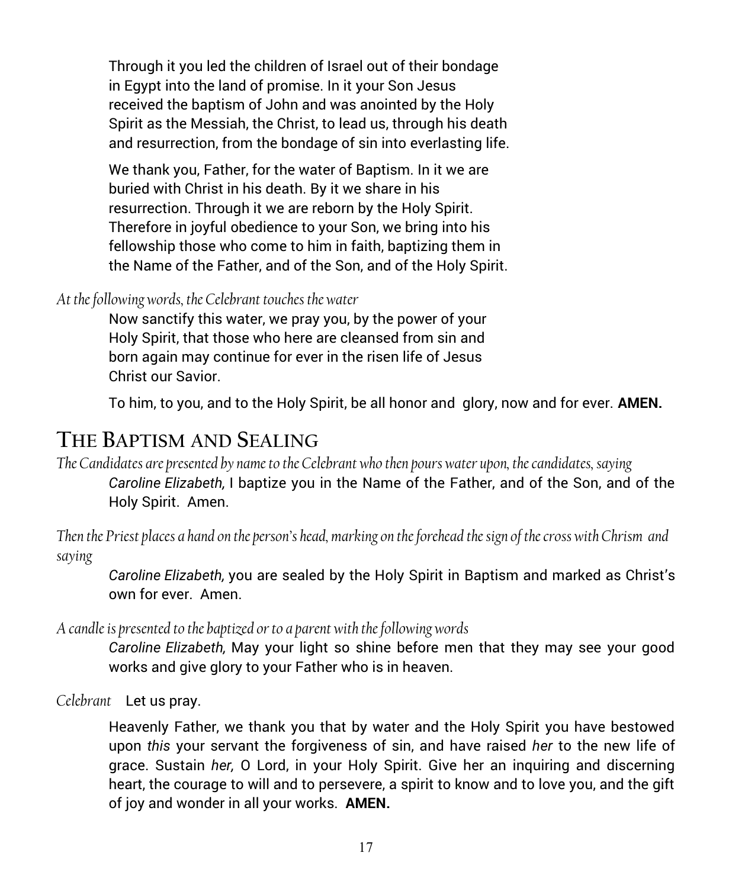Through it you led the children of Israel out of their bondage in Egypt into the land of promise. In it your Son Jesus received the baptism of John and was anointed by the Holy Spirit as the Messiah, the Christ, to lead us, through his death and resurrection, from the bondage of sin into everlasting life.

We thank you, Father, for the water of Baptism. In it we are buried with Christ in his death. By it we share in his resurrection. Through it we are reborn by the Holy Spirit. Therefore in joyful obedience to your Son, we bring into his fellowship those who come to him in faith, baptizing them in the Name of the Father, and of the Son, and of the Holy Spirit.

*At the following words, the Celebrant touches the water*

Now sanctify this water, we pray you, by the power of your Holy Spirit, that those who here are cleansed from sin and born again may continue for ever in the risen life of Jesus Christ our Savior.

To him, to you, and to the Holy Spirit, be all honor and glory, now and for ever. **AMEN.**

## THE BAPTISM AND SEALING

*The Candidates are presented by name to the Celebrant who then pours water upon, the candidates, saying*

*Caroline Elizabeth,* I baptize you in the Name of the Father, and of the Son, and of the Holy Spirit. Amen.

*Then the Priest places a hand on the person's head, marking on the forehead the sign of the cross with Chrism and saying*

*Caroline Elizabeth,* you are sealed by the Holy Spirit in Baptism and marked as Christ's own for ever. Amen.

*A candle is presented to the baptized or to a parent with the following words*

*Caroline Elizabeth,* May your light so shine before men that they may see your good works and give glory to your Father who is in heaven.

*Celebrant* Let us pray.

Heavenly Father, we thank you that by water and the Holy Spirit you have bestowed upon *this* your servant the forgiveness of sin, and have raised *her* to the new life of grace. Sustain *her,* O Lord, in your Holy Spirit. Give her an inquiring and discerning heart, the courage to will and to persevere, a spirit to know and to love you, and the gift of joy and wonder in all your works. **AMEN.**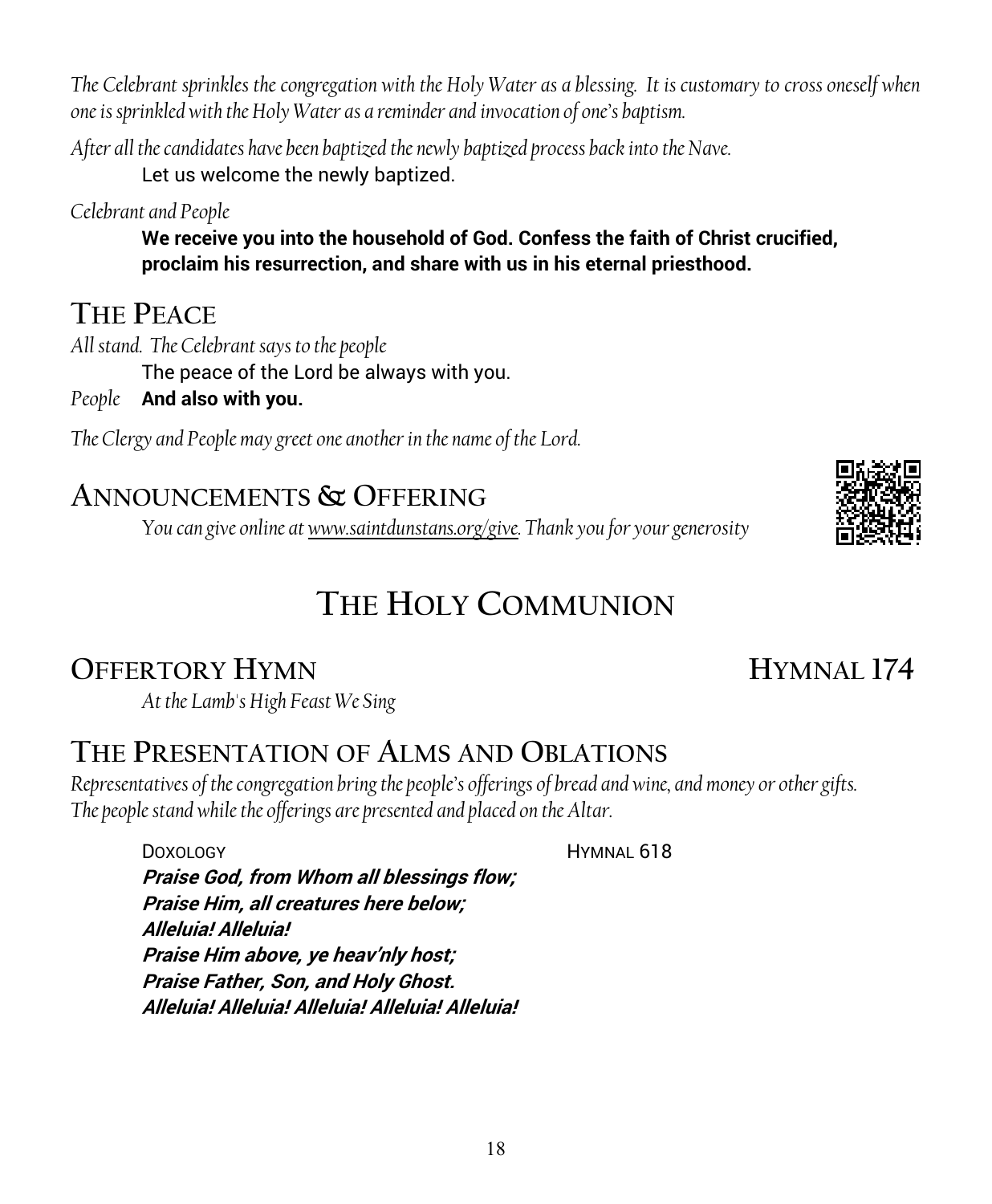*The Celebrant sprinkles the congregation with the Holy Water as a blessing. It is customary to cross oneself when one is sprinkled with the Holy Water as a reminder and invocation of one's baptism.*

*After all the candidates have been baptized the newly baptized process back into the Nave.*

Let us welcome the newly baptized.

*Celebrant and People*

**We receive you into the household of God. Confess the faith of Christ crucified, proclaim his resurrection, and share with us in his eternal priesthood.**

## THE PEACE

*All stand. The Celebrant says to the people*

The peace of the Lord be always with you.

*People* **And also with you.**

*The Clergy and People may greet one another in the name of the Lord.*

## ANNOUNCEMENTS & OFFERING

*You can give online at www.saintdunstans.org/give. Thank you for your generosity*

# THE HOLY COMMUNION

## OFFERTORY HYMN HYMNAL 174

*At the Lamb's High Feast We Sing*

## THE PRESENTATION OF ALMS AND OBLATIONS

*Representatives of the congregation bring the people's offerings of bread and wine, and money or other gifts. The people stand while the offerings are presented and placed on the Altar.*

DOXOLOGY HYMNAL 618

***Praise God, from Whom all blessings flow;***
***Praise Him, all creatures here below;***
***Alleluia! Alleluia!***
***Praise Him above, ye heav'nly host;***
***Praise Father, Son, and Holy Ghost.***
***Alleluia! Alleluia! Alleluia! Alleluia! Alleluia!***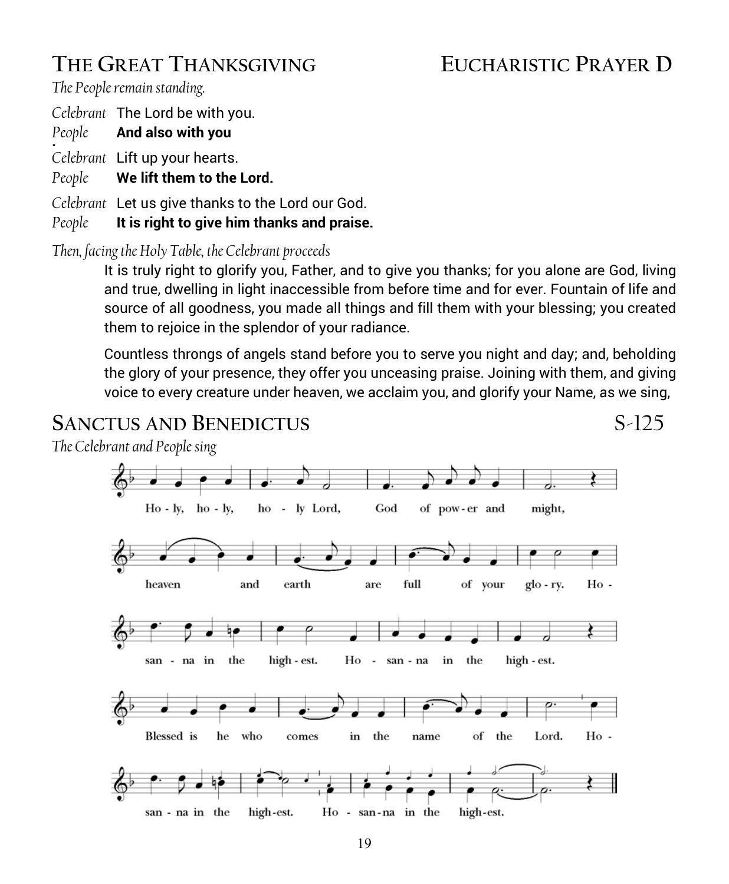## THE GREAT THANKSGIVING — EUCHARISTIC PRAYER D

*The People remain standing.*

*Celebrant* The Lord be with you.
*People* **And also with you**

*Celebrant* Lift up your hearts.
*People* **We lift them to the Lord.**

*Celebrant* Let us give thanks to the Lord our God.
*People* **It is right to give him thanks and praise.**

*Then, facing the Holy Table, the Celebrant proceeds*

It is truly right to glorify you, Father, and to give you thanks; for you alone are God, living and true, dwelling in light inaccessible from before time and for ever. Fountain of life and source of all goodness, you made all things and fill them with your blessing; you created them to rejoice in the splendor of your radiance.

Countless throngs of angels stand before you to serve you night and day; and, beholding the glory of your presence, they offer you unceasing praise. Joining with them, and giving voice to every creature under heaven, we acclaim you, and glorify your Name, as we sing,

## SANCTUS AND BENEDICTUS — S-125

*The Celebrant and People sing*

Ho - ly, ho - ly, ho - ly Lord, God of pow - er and might,

heaven and earth are full of your glo - ry. Ho -

san - na in the high - est. Ho - san - na in the high - est.

Blessed is he who comes in the name of the Lord. Ho -

san - na in the high-est. Ho - san-na in the high-est.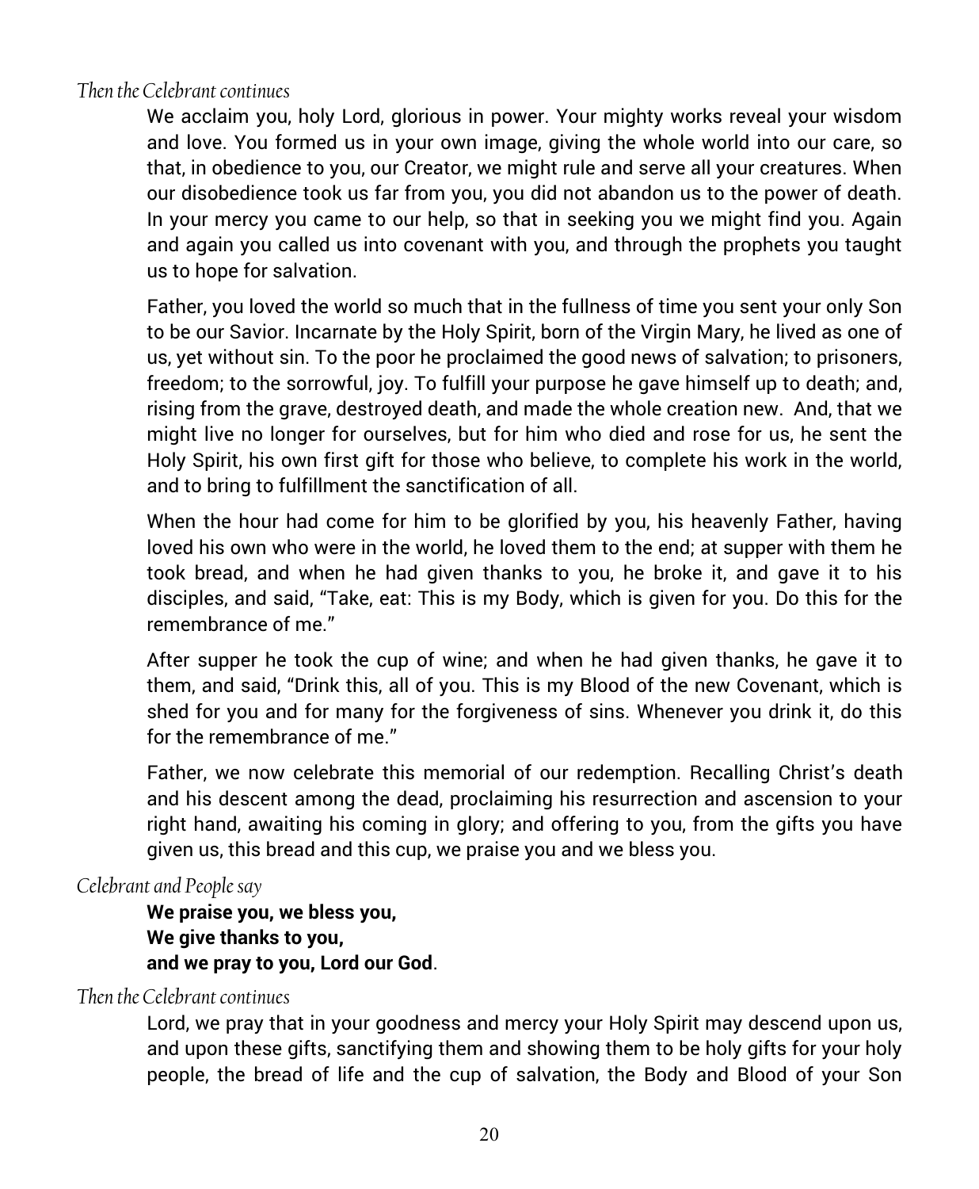*Then the Celebrant continues*

We acclaim you, holy Lord, glorious in power. Your mighty works reveal your wisdom and love. You formed us in your own image, giving the whole world into our care, so that, in obedience to you, our Creator, we might rule and serve all your creatures. When our disobedience took us far from you, you did not abandon us to the power of death. In your mercy you came to our help, so that in seeking you we might find you. Again and again you called us into covenant with you, and through the prophets you taught us to hope for salvation.

Father, you loved the world so much that in the fullness of time you sent your only Son to be our Savior. Incarnate by the Holy Spirit, born of the Virgin Mary, he lived as one of us, yet without sin. To the poor he proclaimed the good news of salvation; to prisoners, freedom; to the sorrowful, joy. To fulfill your purpose he gave himself up to death; and, rising from the grave, destroyed death, and made the whole creation new. And, that we might live no longer for ourselves, but for him who died and rose for us, he sent the Holy Spirit, his own first gift for those who believe, to complete his work in the world, and to bring to fulfillment the sanctification of all.

When the hour had come for him to be glorified by you, his heavenly Father, having loved his own who were in the world, he loved them to the end; at supper with them he took bread, and when he had given thanks to you, he broke it, and gave it to his disciples, and said, "Take, eat: This is my Body, which is given for you. Do this for the remembrance of me."

After supper he took the cup of wine; and when he had given thanks, he gave it to them, and said, "Drink this, all of you. This is my Blood of the new Covenant, which is shed for you and for many for the forgiveness of sins. Whenever you drink it, do this for the remembrance of me."

Father, we now celebrate this memorial of our redemption. Recalling Christ's death and his descent among the dead, proclaiming his resurrection and ascension to your right hand, awaiting his coming in glory; and offering to you, from the gifts you have given us, this bread and this cup, we praise you and we bless you.

*Celebrant and People say*

**We praise you, we bless you,**
**We give thanks to you,**
**and we pray to you, Lord our God**.

*Then the Celebrant continues*

Lord, we pray that in your goodness and mercy your Holy Spirit may descend upon us, and upon these gifts, sanctifying them and showing them to be holy gifts for your holy people, the bread of life and the cup of salvation, the Body and Blood of your Son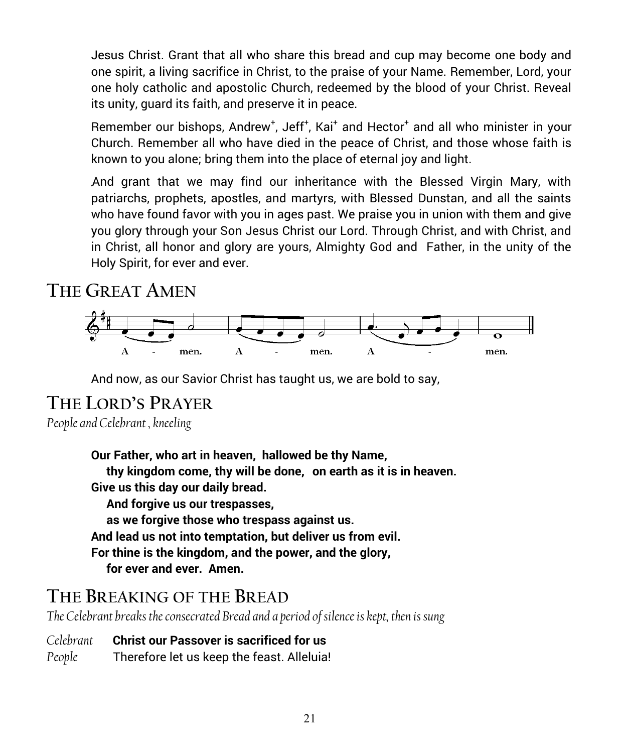Jesus Christ. Grant that all who share this bread and cup may become one body and one spirit, a living sacrifice in Christ, to the praise of your Name. Remember, Lord, your one holy catholic and apostolic Church, redeemed by the blood of your Christ. Reveal its unity, guard its faith, and preserve it in peace.

Remember our bishops, Andrew⁺, Jeff⁺, Kai⁺ and Hector⁺ and all who minister in your Church. Remember all who have died in the peace of Christ, and those whose faith is known to you alone; bring them into the place of eternal joy and light.

And grant that we may find our inheritance with the Blessed Virgin Mary, with patriarchs, prophets, apostles, and martyrs, with Blessed Dunstan, and all the saints who have found favor with you in ages past. We praise you in union with them and give you glory through your Son Jesus Christ our Lord. Through Christ, and with Christ, and in Christ, all honor and glory are yours, Almighty God and Father, in the unity of the Holy Spirit, for ever and ever.

## THE GREAT AMEN

A - men. A - men. A - men.

And now, as our Savior Christ has taught us, we are bold to say,

## THE LORD'S PRAYER

*People and Celebrant , kneeling*

**Our Father, who art in heaven, hallowed be thy Name,**
**thy kingdom come, thy will be done, on earth as it is in heaven.**
**Give us this day our daily bread.**
**And forgive us our trespasses,**
**as we forgive those who trespass against us.**
**And lead us not into temptation, but deliver us from evil.**
**For thine is the kingdom, and the power, and the glory,**
**for ever and ever. Amen.**

## THE BREAKING OF THE BREAD

*The Celebrant breaks the consecrated Bread and a period of silence is kept, then is sung*

*Celebrant* **Christ our Passover is sacrificed for us**
*People* Therefore let us keep the feast. Alleluia!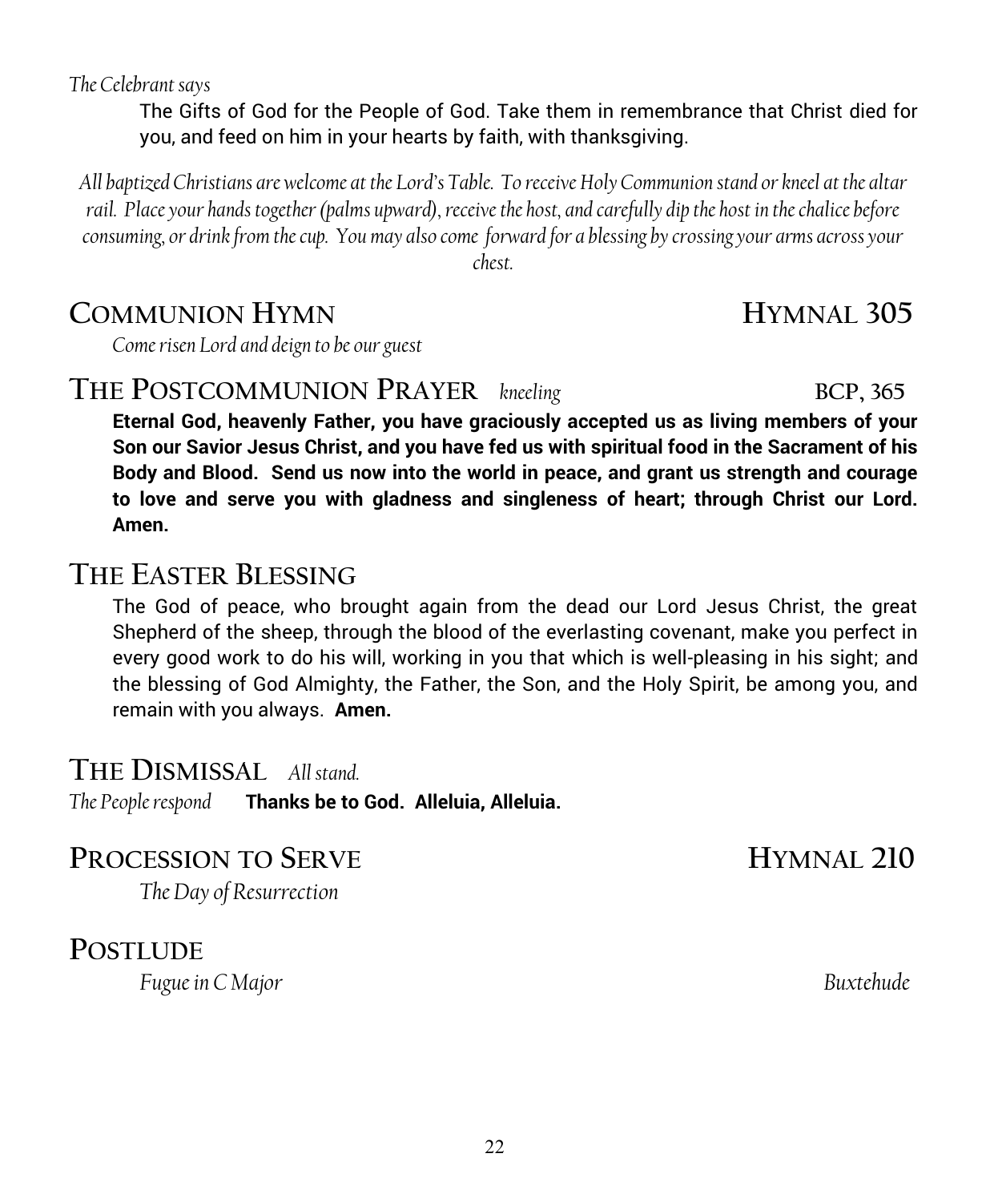*The Celebrant says*

The Gifts of God for the People of God. Take them in remembrance that Christ died for you, and feed on him in your hearts by faith, with thanksgiving.

*All baptized Christians are welcome at the Lord's Table. To receive Holy Communion stand or kneel at the altar rail. Place your hands together (palms upward), receive the host, and carefully dip the host in the chalice before consuming, or drink from the cup. You may also come forward for a blessing by crossing your arms across your chest.*

## COMMUNION HYMN — HYMNAL 305

*Come risen Lord and deign to be our guest*

## THE POSTCOMMUNION PRAYER *kneeling* — BCP, 365

**Eternal God, heavenly Father, you have graciously accepted us as living members of your Son our Savior Jesus Christ, and you have fed us with spiritual food in the Sacrament of his Body and Blood. Send us now into the world in peace, and grant us strength and courage to love and serve you with gladness and singleness of heart; through Christ our Lord. Amen.**

## THE EASTER BLESSING

The God of peace, who brought again from the dead our Lord Jesus Christ, the great Shepherd of the sheep, through the blood of the everlasting covenant, make you perfect in every good work to do his will, working in you that which is well-pleasing in his sight; and the blessing of God Almighty, the Father, the Son, and the Holy Spirit, be among you, and remain with you always. **Amen.**

## THE DISMISSAL *All stand.*

*The People respond* **Thanks be to God. Alleluia, Alleluia.**

## PROCESSION TO SERVE — HYMNAL 210

*The Day of Resurrection*

## POSTLUDE

*Fugue in C Major* — *Buxtehude*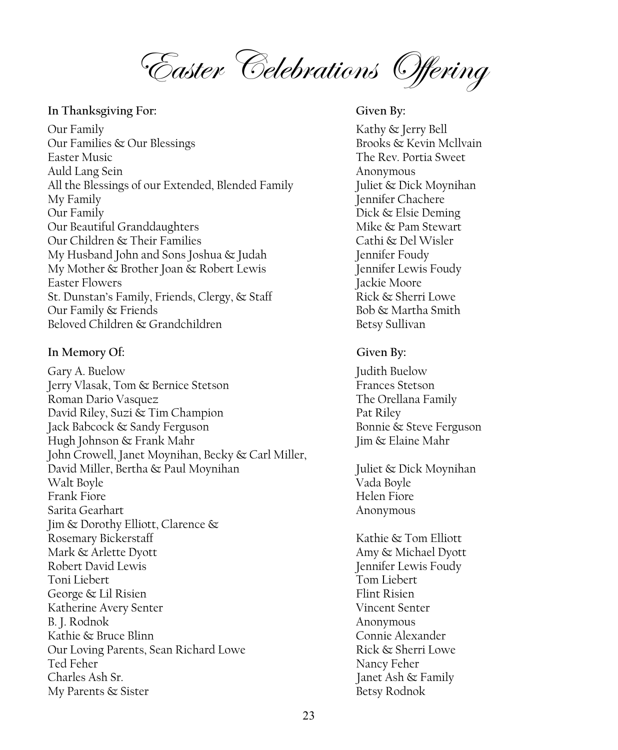# Easter Celebrations Offering

| In Thanksgiving For: | Given By: |
|---|---|
| Our Family | Kathy & Jerry Bell |
| Our Families & Our Blessings | Brooks & Kevin Mcllvain |
| Easter Music | The Rev. Portia Sweet |
| Auld Lang Sein | Anonymous |
| All the Blessings of our Extended, Blended Family | Juliet & Dick Moynihan |
| My Family | Jennifer Chachere |
| Our Family | Dick & Elsie Deming |
| Our Beautiful Granddaughters | Mike & Pam Stewart |
| Our Children & Their Families | Cathi & Del Wisler |
| My Husband John and Sons Joshua & Judah | Jennifer Foudy |
| My Mother & Brother Joan & Robert Lewis | Jennifer Lewis Foudy |
| Easter Flowers | Jackie Moore |
| St. Dunstan's Family, Friends, Clergy, & Staff | Rick & Sherri Lowe |
| Our Family & Friends | Bob & Martha Smith |
| Beloved Children & Grandchildren | Betsy Sullivan |

| In Memory Of: | Given By: |
|---|---|
| Gary A. Buelow | Judith Buelow |
| Jerry Vlasak, Tom & Bernice Stetson | Frances Stetson |
| Roman Dario Vasquez | The Orellana Family |
| David Riley, Suzi & Tim Champion | Pat Riley |
| Jack Babcock & Sandy Ferguson | Bonnie & Steve Ferguson |
| Hugh Johnson & Frank Mahr | Jim & Elaine Mahr |
| John Crowell, Janet Moynihan, Becky & Carl Miller, David Miller, Bertha & Paul Moynihan | Juliet & Dick Moynihan |
| Walt Boyle | Vada Boyle |
| Frank Fiore | Helen Fiore |
| Sarita Gearhart | Anonymous |
| Jim & Dorothy Elliott, Clarence & Rosemary Bickerstaff | Kathie & Tom Elliott |
| Mark & Arlette Dyott | Amy & Michael Dyott |
| Robert David Lewis | Jennifer Lewis Foudy |
| Toni Liebert | Tom Liebert |
| George & Lil Risien | Flint Risien |
| Katherine Avery Senter | Vincent Senter |
| B. J. Rodnok | Anonymous |
| Kathie & Bruce Blinn | Connie Alexander |
| Our Loving Parents, Sean Richard Lowe | Rick & Sherri Lowe |
| Ted Feher | Nancy Feher |
| Charles Ash Sr. | Janet Ash & Family |
| My Parents & Sister | Betsy Rodnok |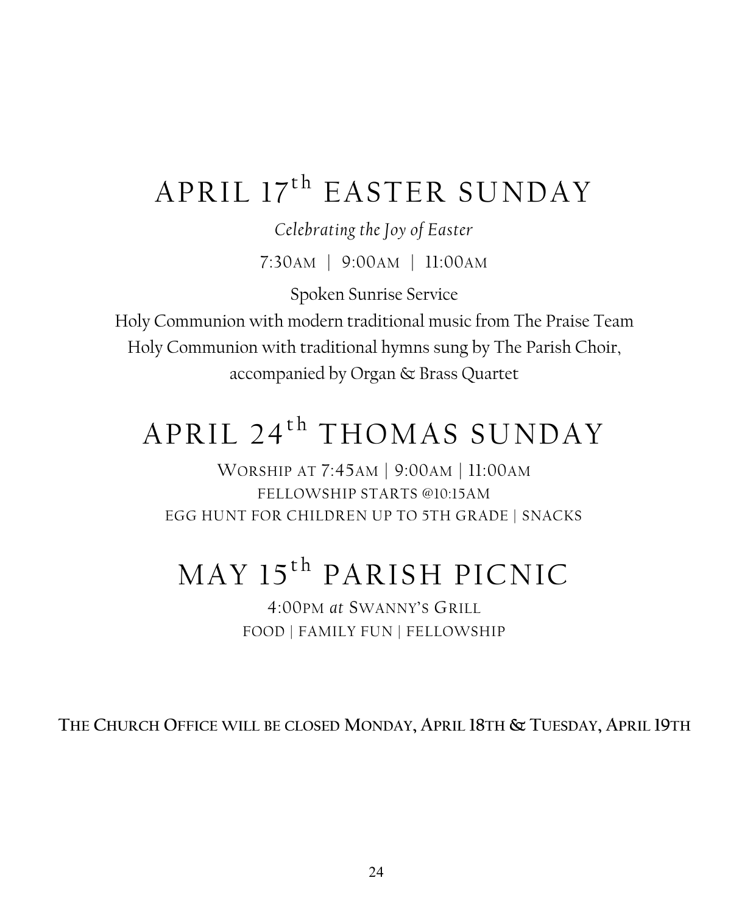# APRIL 17th EASTER SUNDAY

*Celebrating the Joy of Easter*

7:30AM | 9:00AM | 11:00AM

Spoken Sunrise Service

Holy Communion with modern traditional music from The Praise Team

Holy Communion with traditional hymns sung by The Parish Choir, accompanied by Organ & Brass Quartet

# APRIL 24th THOMAS SUNDAY

WORSHIP AT 7:45AM | 9:00AM | 11:00AM

FELLOWSHIP STARTS @10:15AM

EGG HUNT FOR CHILDREN UP TO 5TH GRADE | SNACKS

# MAY 15th PARISH PICNIC

4:00PM *at* SWANNY'S GRILL

FOOD | FAMILY FUN | FELLOWSHIP

**THE CHURCH OFFICE WILL BE CLOSED MONDAY, APRIL 18TH & TUESDAY, APRIL 19TH**